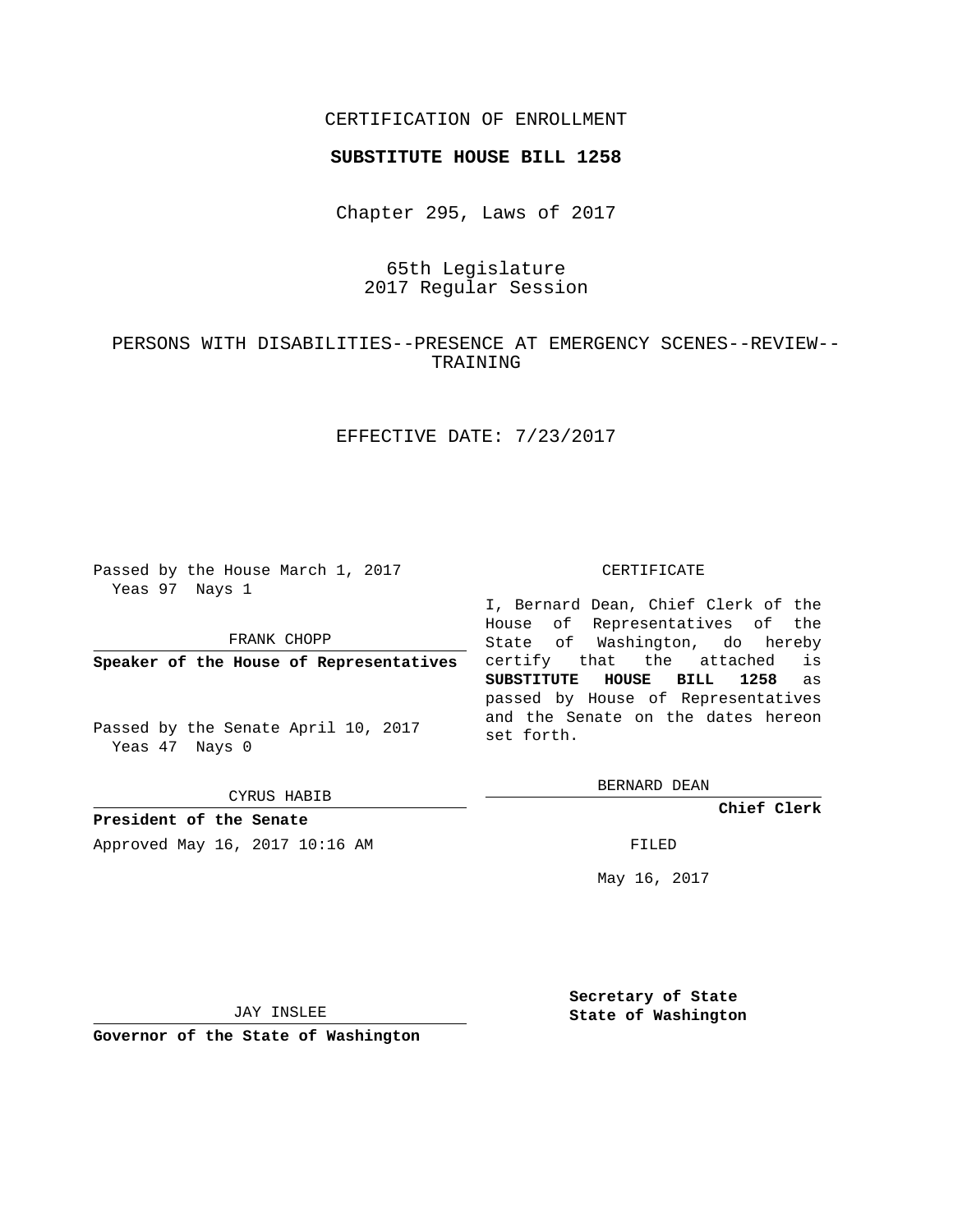CERTIFICATION OF ENROLLMENT

**SUBSTITUTE HOUSE BILL 1258**

Chapter 295, Laws of 2017

65th Legislature
2017 Regular Session

PERSONS WITH DISABILITIES--PRESENCE AT EMERGENCY SCENES--REVIEW--TRAINING

EFFECTIVE DATE: 7/23/2017

Passed by the House March 1, 2017
Yeas 97 Nays 1

FRANK CHOPP

**Speaker of the House of Representatives**

Passed by the Senate April 10, 2017
Yeas 47 Nays 0

CYRUS HABIB

**President of the Senate**

CERTIFICATE

I, Bernard Dean, Chief Clerk of the House of Representatives of the State of Washington, do hereby certify that the attached is **SUBSTITUTE HOUSE BILL 1258** as passed by House of Representatives and the Senate on the dates hereon set forth.

BERNARD DEAN

**Chief Clerk**

Approved May 16, 2017 10:16 AM

FILED

May 16, 2017

JAY INSLEE

**Governor of the State of Washington**

**Secretary of State**
**State of Washington**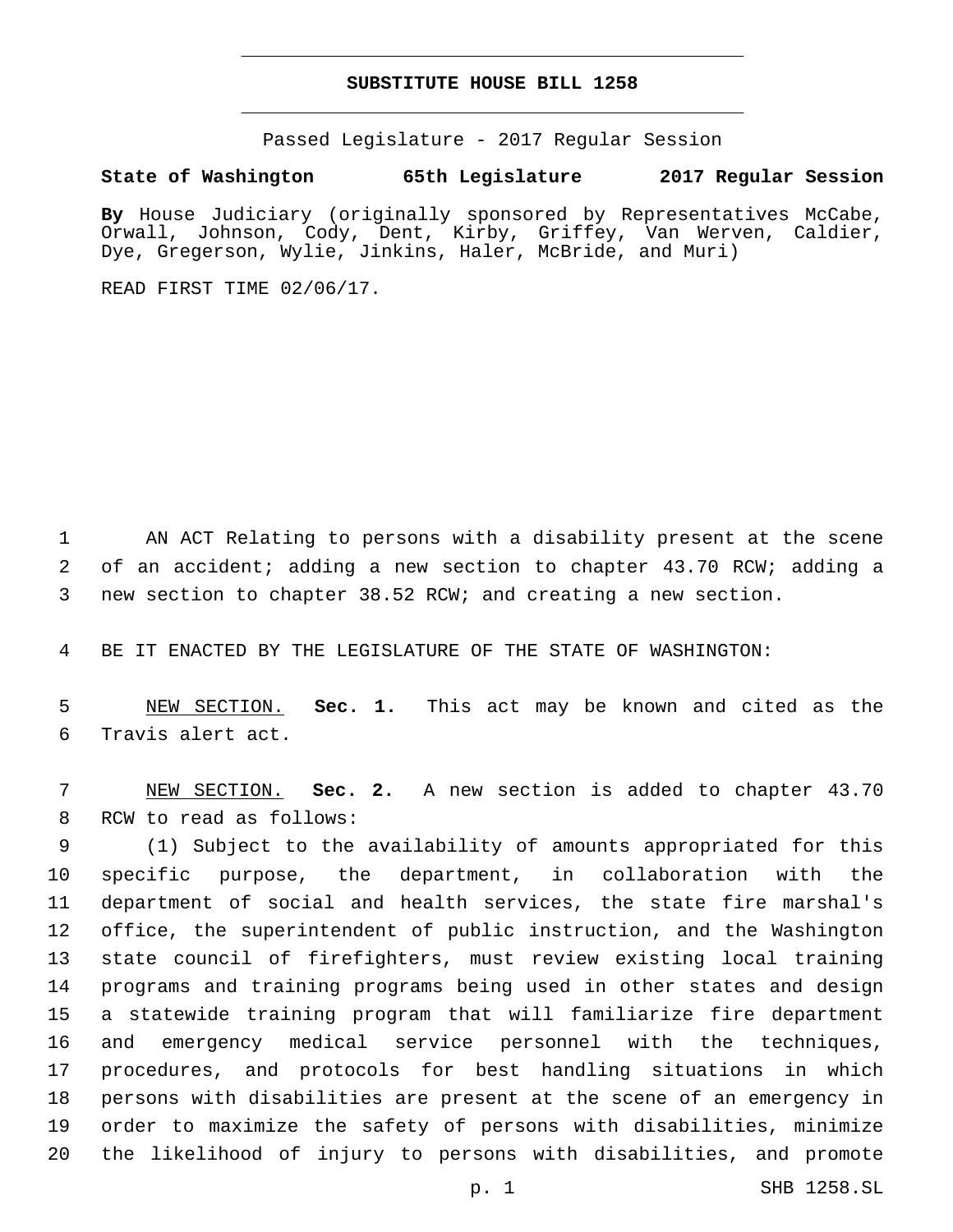# SUBSTITUTE HOUSE BILL 1258

Passed Legislature - 2017 Regular Session

**State of Washington 65th Legislature 2017 Regular Session**

**By** House Judiciary (originally sponsored by Representatives McCabe, Orwall, Johnson, Cody, Dent, Kirby, Griffey, Van Werven, Caldier, Dye, Gregerson, Wylie, Jinkins, Haler, McBride, and Muri)

READ FIRST TIME 02/06/17.

1 AN ACT Relating to persons with a disability present at the scene 2 of an accident; adding a new section to chapter 43.70 RCW; adding a 3 new section to chapter 38.52 RCW; and creating a new section.

4 BE IT ENACTED BY THE LEGISLATURE OF THE STATE OF WASHINGTON:

5 NEW SECTION. **Sec. 1.** This act may be known and cited as the 6 Travis alert act.

7 NEW SECTION. **Sec. 2.** A new section is added to chapter 43.70 8 RCW to read as follows:

9 (1) Subject to the availability of amounts appropriated for this 10 specific purpose, the department, in collaboration with the 11 department of social and health services, the state fire marshal's 12 office, the superintendent of public instruction, and the Washington 13 state council of firefighters, must review existing local training 14 programs and training programs being used in other states and design 15 a statewide training program that will familiarize fire department 16 and emergency medical service personnel with the techniques, 17 procedures, and protocols for best handling situations in which 18 persons with disabilities are present at the scene of an emergency in 19 order to maximize the safety of persons with disabilities, minimize 20 the likelihood of injury to persons with disabilities, and promote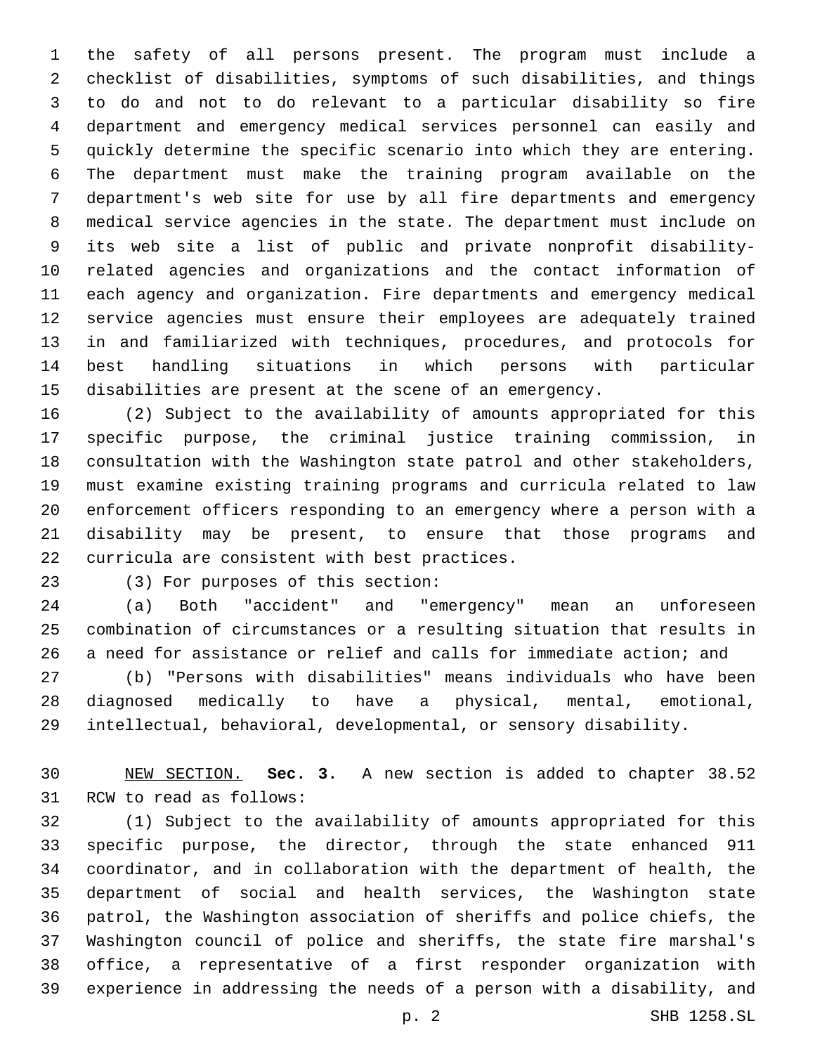the safety of all persons present. The program must include a checklist of disabilities, symptoms of such disabilities, and things to do and not to do relevant to a particular disability so fire department and emergency medical services personnel can easily and quickly determine the specific scenario into which they are entering. The department must make the training program available on the department's web site for use by all fire departments and emergency medical service agencies in the state. The department must include on its web site a list of public and private nonprofit disability-related agencies and organizations and the contact information of each agency and organization. Fire departments and emergency medical service agencies must ensure their employees are adequately trained in and familiarized with techniques, procedures, and protocols for best handling situations in which persons with particular disabilities are present at the scene of an emergency.

(2) Subject to the availability of amounts appropriated for this specific purpose, the criminal justice training commission, in consultation with the Washington state patrol and other stakeholders, must examine existing training programs and curricula related to law enforcement officers responding to an emergency where a person with a disability may be present, to ensure that those programs and curricula are consistent with best practices.

(3) For purposes of this section:

(a) Both "accident" and "emergency" mean an unforeseen combination of circumstances or a resulting situation that results in a need for assistance or relief and calls for immediate action; and

(b) "Persons with disabilities" means individuals who have been diagnosed medically to have a physical, mental, emotional, intellectual, behavioral, developmental, or sensory disability.

NEW SECTION. **Sec. 3.** A new section is added to chapter 38.52 RCW to read as follows:

(1) Subject to the availability of amounts appropriated for this specific purpose, the director, through the state enhanced 911 coordinator, and in collaboration with the department of health, the department of social and health services, the Washington state patrol, the Washington association of sheriffs and police chiefs, the Washington council of police and sheriffs, the state fire marshal's office, a representative of a first responder organization with experience in addressing the needs of a person with a disability, and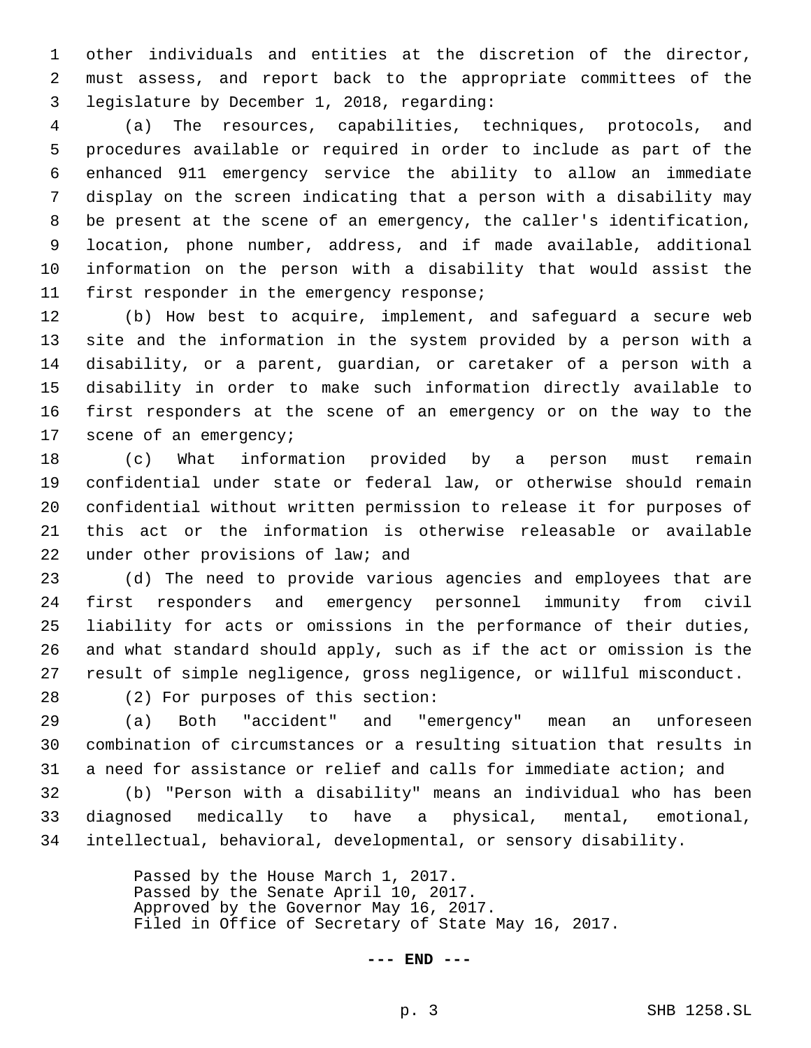other individuals and entities at the discretion of the director, must assess, and report back to the appropriate committees of the legislature by December 1, 2018, regarding:

(a) The resources, capabilities, techniques, protocols, and procedures available or required in order to include as part of the enhanced 911 emergency service the ability to allow an immediate display on the screen indicating that a person with a disability may be present at the scene of an emergency, the caller's identification, location, phone number, address, and if made available, additional information on the person with a disability that would assist the first responder in the emergency response;

(b) How best to acquire, implement, and safeguard a secure web site and the information in the system provided by a person with a disability, or a parent, guardian, or caretaker of a person with a disability in order to make such information directly available to first responders at the scene of an emergency or on the way to the scene of an emergency;

(c) What information provided by a person must remain confidential under state or federal law, or otherwise should remain confidential without written permission to release it for purposes of this act or the information is otherwise releasable or available under other provisions of law; and

(d) The need to provide various agencies and employees that are first responders and emergency personnel immunity from civil liability for acts or omissions in the performance of their duties, and what standard should apply, such as if the act or omission is the result of simple negligence, gross negligence, or willful misconduct.

(2) For purposes of this section:

(a) Both "accident" and "emergency" mean an unforeseen combination of circumstances or a resulting situation that results in a need for assistance or relief and calls for immediate action; and

(b) "Person with a disability" means an individual who has been diagnosed medically to have a physical, mental, emotional, intellectual, behavioral, developmental, or sensory disability.

Passed by the House March 1, 2017.
Passed by the Senate April 10, 2017.
Approved by the Governor May 16, 2017.
Filed in Office of Secretary of State May 16, 2017.

**--- END ---**